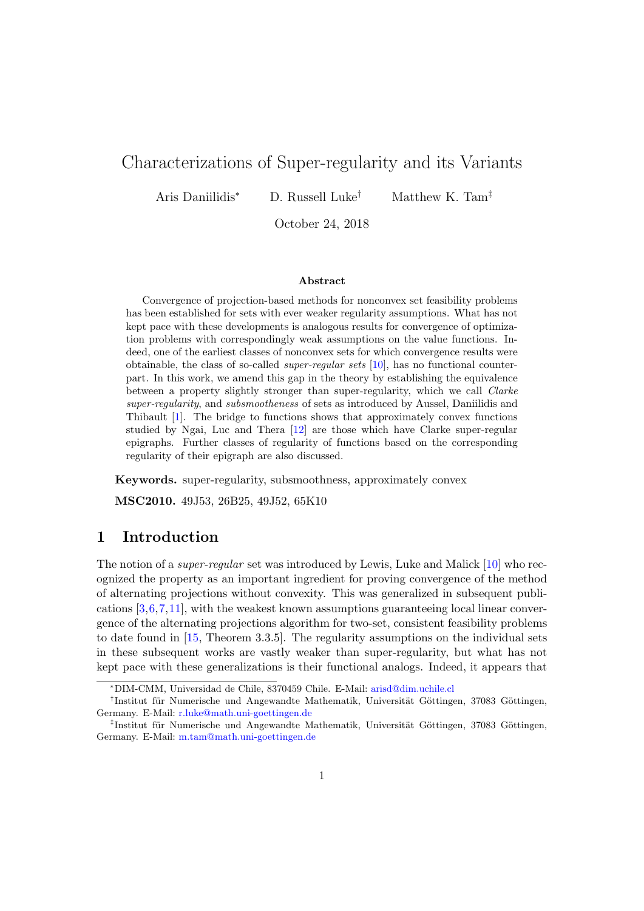# Characterizations of Super-regularity and its Variants

Aris Daniilidis* D. Russell Luke† Matthew K. Tam‡

October 24, 2018

### Abstract

Convergence of projection-based methods for nonconvex set feasibility problems has been established for sets with ever weaker regularity assumptions. What has not kept pace with these developments is analogous results for convergence of optimization problems with correspondingly weak assumptions on the value functions. Indeed, one of the earliest classes of nonconvex sets for which convergence results were obtainable, the class of so-called *super-regular sets* [10], has no functional counterpart. In this work, we amend this gap in the theory by establishing the equivalence between a property slightly stronger than super-regularity, which we call *Clarke super-regularity*, and *subsmootheness* of sets as introduced by Aussel, Daniilidis and Thibault [1]. The bridge to functions shows that approximately convex functions studied by Ngai, Luc and Thera [12] are those which have Clarke super-regular epigraphs. Further classes of regularity of functions based on the corresponding regularity of their epigraph are also discussed.

**Keywords.** super-regularity, subsmoothness, approximately convex

**MSC2010.** 49J53, 26B25, 49J52, 65K10

## 1 Introduction

The notion of a *super-regular* set was introduced by Lewis, Luke and Malick [10] who recognized the property as an important ingredient for proving convergence of the method of alternating projections without convexity. This was generalized in subsequent publications [3,6,7,11], with the weakest known assumptions guaranteeing local linear convergence of the alternating projections algorithm for two-set, consistent feasibility problems to date found in [15, Theorem 3.3.5]. The regularity assumptions on the individual sets in these subsequent works are vastly weaker than super-regularity, but what has not kept pace with these generalizations is their functional analogs. Indeed, it appears that

---

*DIM-CMM, Universidad de Chile, 8370459 Chile. E-Mail: arisd@dim.uchile.cl

†Institut für Numerische und Angewandte Mathematik, Universität Göttingen, 37083 Göttingen, Germany. E-Mail: r.luke@math.uni-goettingen.de

‡Institut für Numerische und Angewandte Mathematik, Universität Göttingen, 37083 Göttingen, Germany. E-Mail: m.tam@math.uni-goettingen.de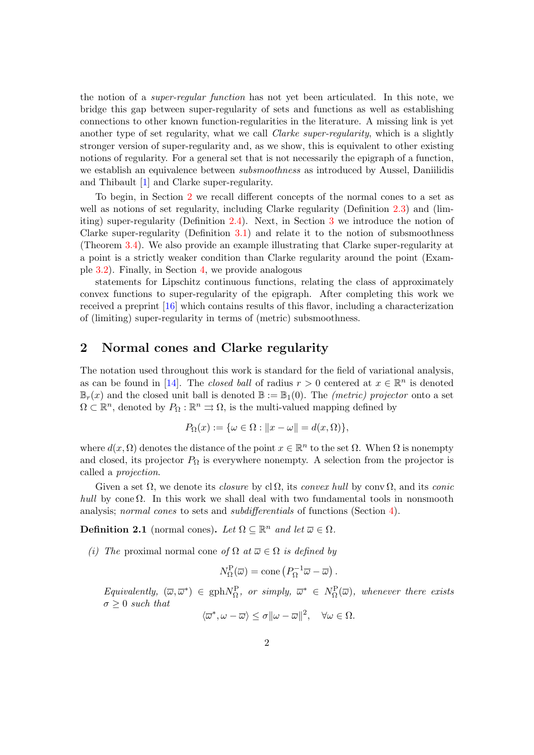the notion of a *super-regular function* has not yet been articulated. In this note, we bridge this gap between super-regularity of sets and functions as well as establishing connections to other known function-regularities in the literature. A missing link is yet another type of set regularity, what we call *Clarke super-regularity*, which is a slightly stronger version of super-regularity and, as we show, this is equivalent to other existing notions of regularity. For a general set that is not necessarily the epigraph of a function, we establish an equivalence between *subsmoothness* as introduced by Aussel, Daniilidis and Thibault [1] and Clarke super-regularity.

To begin, in Section 2 we recall different concepts of the normal cones to a set as well as notions of set regularity, including Clarke regularity (Definition 2.3) and (limiting) super-regularity (Definition 2.4). Next, in Section 3 we introduce the notion of Clarke super-regularity (Definition 3.1) and relate it to the notion of subsmoothness (Theorem 3.4). We also provide an example illustrating that Clarke super-regularity at a point is a strictly weaker condition than Clarke regularity around the point (Example 3.2). Finally, in Section 4, we provide analogous

statements for Lipschitz continuous functions, relating the class of approximately convex functions to super-regularity of the epigraph. After completing this work we received a preprint [16] which contains results of this flavor, including a characterization of (limiting) super-regularity in terms of (metric) subsmoothness.

## 2 Normal cones and Clarke regularity

The notation used throughout this work is standard for the field of variational analysis, as can be found in [14]. The *closed ball* of radius $r > 0$ centered at $x \in \mathbb{R}^n$ is denoted $\mathbb{B}_r(x)$ and the closed unit ball is denoted $\mathbb{B} := \mathbb{B}_1(0)$. The *(metric) projector* onto a set $\Omega \subset \mathbb{R}^n$, denoted by $P_\Omega : \mathbb{R}^n \rightrightarrows \Omega$, is the multi-valued mapping defined by

$$P_\Omega(x) := \{\omega \in \Omega : \|x - \omega\| = d(x, \Omega)\},$$

where $d(x, \Omega)$ denotes the distance of the point $x \in \mathbb{R}^n$ to the set $\Omega$. When $\Omega$ is nonempty and closed, its projector $P_\Omega$ is everywhere nonempty. A selection from the projector is called a *projection*.

Given a set $\Omega$, we denote its *closure* by $\operatorname{cl}\Omega$, its *convex hull* by $\operatorname{conv}\Omega$, and its *conic hull* by $\operatorname{cone}\Omega$. In this work we shall deal with two fundamental tools in nonsmooth analysis; *normal cones* to sets and *subdifferentials* of functions (Section 4).

**Definition 2.1** (normal cones)**.** *Let $\Omega \subseteq \mathbb{R}^n$ and let $\overline{\omega} \in \Omega$.*

*(i) The* proximal normal cone *of $\Omega$ at $\overline{\omega} \in \Omega$ is defined by*

$$N^{\mathrm{P}}_\Omega(\overline{\omega}) = \operatorname{cone}\left(P_\Omega^{-1}\overline{\omega} - \overline{\omega}\right).$$

*Equivalently, $(\overline{\omega}, \overline{\omega}^*) \in \operatorname{gph} N^{\mathrm{P}}_\Omega$, or simply, $\overline{\omega}^* \in N^{\mathrm{P}}_\Omega(\overline{\omega})$, whenever there exists $\sigma \geq 0$ such that*

$$\langle \overline{\omega}^*, \omega - \overline{\omega}\rangle \leq \sigma\|\omega - \overline{\omega}\|^2, \quad \forall \omega \in \Omega.$$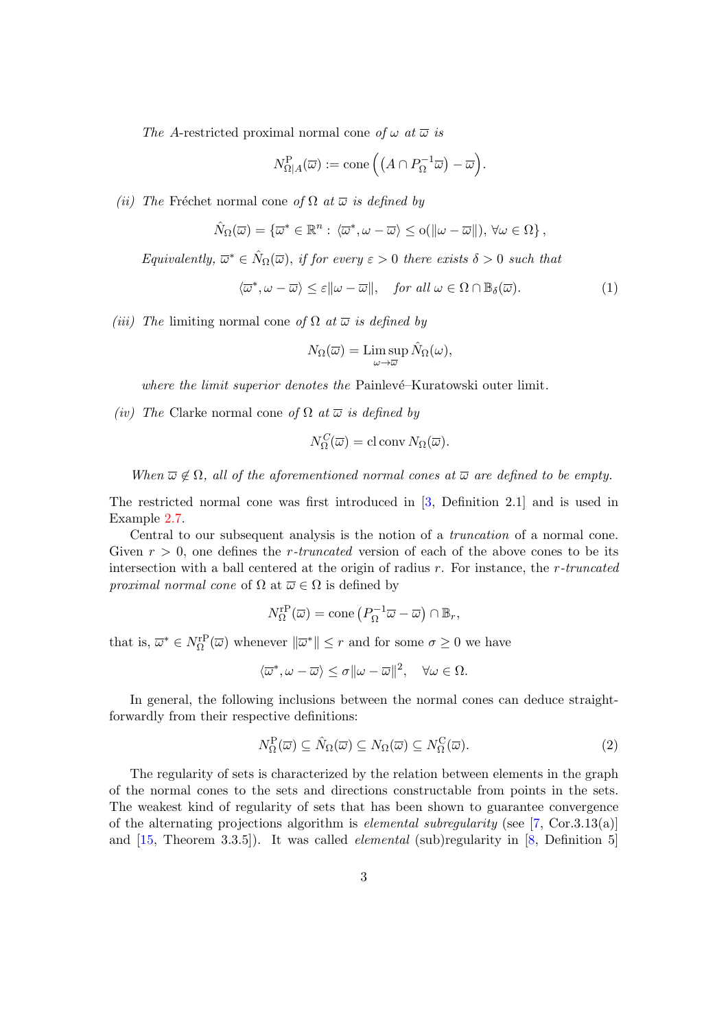*The* $A$-restricted proximal normal cone *of* $\omega$ *at* $\overline{\omega}$ *is*

$$N^{\mathrm{P}}_{\Omega|A}(\overline{\omega}) := \mathrm{cone}\left(\left(A \cap P_{\Omega}^{-1}\overline{\omega}\right) - \overline{\omega}\right).$$

*(ii) The* Fréchet normal cone *of* $\Omega$ *at* $\overline{\omega}$ *is defined by*

$$\hat{N}_{\Omega}(\overline{\omega}) = \left\{\overline{\omega}^* \in \mathbb{R}^n : \langle \overline{\omega}^*, \omega - \overline{\omega}\rangle \leq \mathrm{o}(\|\omega - \overline{\omega}\|),\ \forall \omega \in \Omega\right\},$$

*Equivalently,* $\overline{\omega}^* \in \hat{N}_{\Omega}(\overline{\omega})$*, if for every* $\varepsilon > 0$ *there exists* $\delta > 0$ *such that*

$$\langle \overline{\omega}^*, \omega - \overline{\omega}\rangle \leq \varepsilon\|\omega - \overline{\omega}\|, \quad \textit{for all } \omega \in \Omega \cap \mathbb{B}_{\delta}(\overline{\omega}). \tag{1}$$

*(iii) The* limiting normal cone *of* $\Omega$ *at* $\overline{\omega}$ *is defined by*

$$N_{\Omega}(\overline{\omega}) = \operatorname*{Lim\,sup}_{\omega \to \overline{\omega}} \hat{N}_{\Omega}(\omega),$$

*where the limit superior denotes the* Painlevé–Kuratowski outer limit.

*(iv) The* Clarke normal cone *of* $\Omega$ *at* $\overline{\omega}$ *is defined by*

$$N^{C}_{\Omega}(\overline{\omega}) = \mathrm{cl\,conv}\, N_{\Omega}(\overline{\omega}).$$

*When* $\overline{\omega} \notin \Omega$*, all of the aforementioned normal cones at* $\overline{\omega}$ *are defined to be empty.*

The restricted normal cone was first introduced in [3, Definition 2.1] and is used in Example 2.7.

Central to our subsequent analysis is the notion of a *truncation* of a normal cone. Given $r > 0$, one defines the $r$-*truncated* version of each of the above cones to be its intersection with a ball centered at the origin of radius $r$. For instance, the $r$-*truncated proximal normal cone* of $\Omega$ at $\overline{\omega} \in \Omega$ is defined by

$$N^{r\mathrm{P}}_{\Omega}(\overline{\omega}) = \mathrm{cone}\left(P_{\Omega}^{-1}\overline{\omega} - \overline{\omega}\right) \cap \mathbb{B}_r,$$

that is, $\overline{\omega}^* \in N^{r\mathrm{P}}_{\Omega}(\overline{\omega})$ whenever $\|\overline{\omega}^*\| \leq r$ and for some $\sigma \geq 0$ we have

$$\langle \overline{\omega}^*, \omega - \overline{\omega}\rangle \leq \sigma\|\omega - \overline{\omega}\|^2, \quad \forall \omega \in \Omega.$$

In general, the following inclusions between the normal cones can deduce straightforwardly from their respective definitions:

$$N^{\mathrm{P}}_{\Omega}(\overline{\omega}) \subseteq \hat{N}_{\Omega}(\overline{\omega}) \subseteq N_{\Omega}(\overline{\omega}) \subseteq N^{\mathrm{C}}_{\Omega}(\overline{\omega}). \tag{2}$$

The regularity of sets is characterized by the relation between elements in the graph of the normal cones to the sets and directions constructable from points in the sets. The weakest kind of regularity of sets that has been shown to guarantee convergence of the alternating projections algorithm is *elemental subregularity* (see [7, Cor.3.13(a)] and [15, Theorem 3.3.5]). It was called *elemental* (sub)regularity in [8, Definition 5]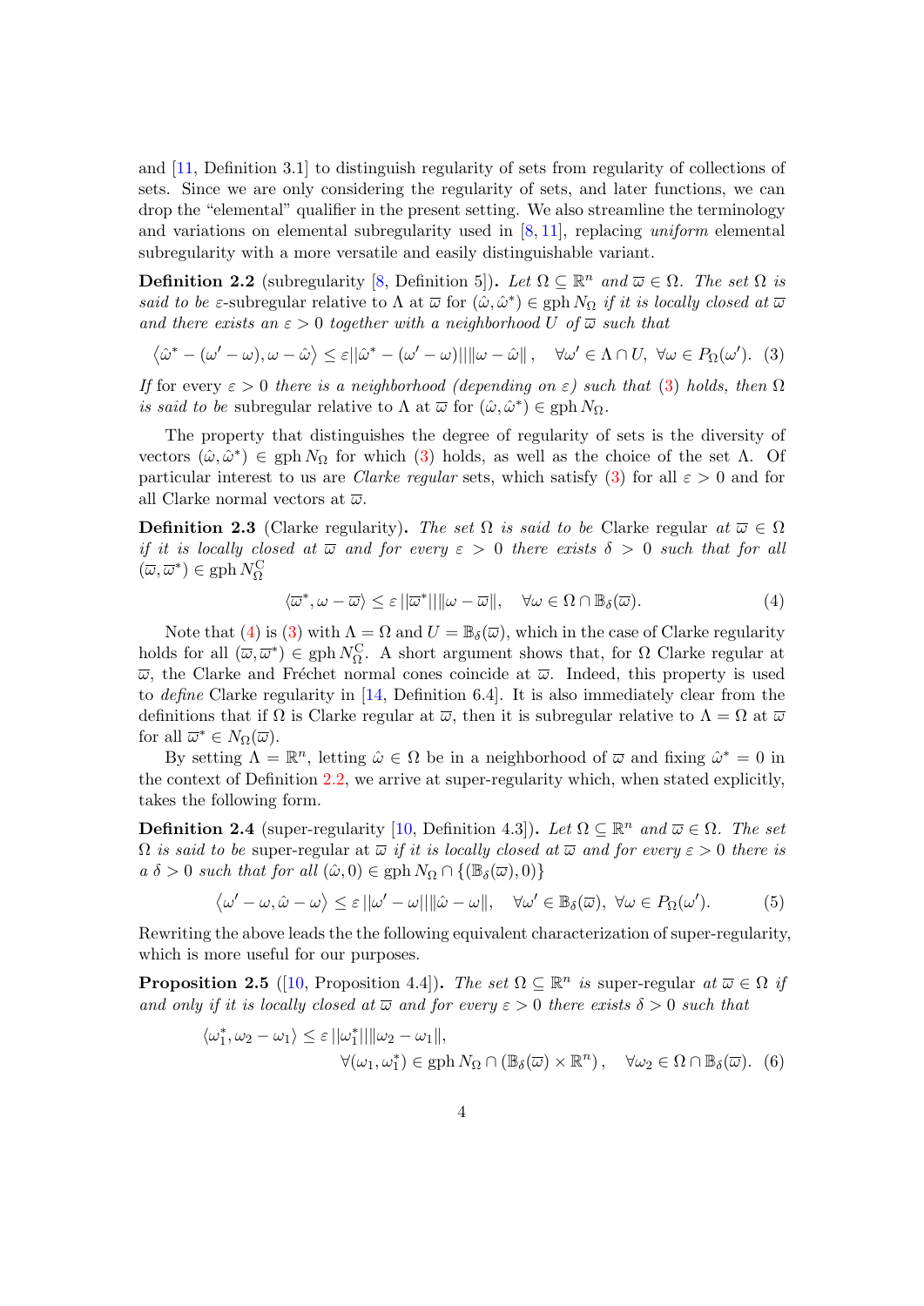and [11, Definition 3.1] to distinguish regularity of sets from regularity of collections of sets. Since we are only considering the regularity of sets, and later functions, we can drop the "elemental" qualifier in the present setting. We also streamline the terminology and variations on elemental subregularity used in [8, 11], replacing *uniform* elemental subregularity with a more versatile and easily distinguishable variant.

**Definition 2.2** (subregularity [8, Definition 5]). *Let $\Omega \subseteq \mathbb{R}^n$ and $\overline{\omega} \in \Omega$. The set $\Omega$ is said to be* $\varepsilon$-subregular relative to $\Lambda$ at $\overline{\omega}$ for $(\hat{\omega}, \hat{\omega}^*) \in \operatorname{gph} N_\Omega$ *if it is locally closed at $\overline{\omega}$ and there exists an $\varepsilon > 0$ together with a neighborhood $U$ of $\overline{\omega}$ such that*

$$\left\langle \hat{\omega}^* - (\omega' - \omega), \omega - \hat{\omega} \right\rangle \leq \varepsilon \|\hat{\omega}^* - (\omega' - \omega)\| \|\omega - \hat{\omega}\|, \quad \forall \omega' \in \Lambda \cap U, \ \forall \omega \in P_\Omega(\omega'). \quad (3)$$

*If for every $\varepsilon > 0$ there is a neighborhood (depending on $\varepsilon$) such that (3) holds, then $\Omega$ is said to be* subregular relative to $\Lambda$ at $\overline{\omega}$ for $(\hat{\omega}, \hat{\omega}^*) \in \operatorname{gph} N_\Omega$.

The property that distinguishes the degree of regularity of sets is the diversity of vectors $(\hat{\omega}, \hat{\omega}^*) \in \operatorname{gph} N_\Omega$ for which (3) holds, as well as the choice of the set $\Lambda$. Of particular interest to us are *Clarke regular* sets, which satisfy (3) for all $\varepsilon > 0$ and for all Clarke normal vectors at $\overline{\omega}$.

**Definition 2.3** (Clarke regularity). *The set $\Omega$ is said to be* Clarke regular *at $\overline{\omega} \in \Omega$ if it is locally closed at $\overline{\omega}$ and for every $\varepsilon > 0$ there exists $\delta > 0$ such that for all $(\overline{\omega}, \overline{\omega}^*) \in \operatorname{gph} N_\Omega^{\mathrm{C}}$*

$$\langle \overline{\omega}^*, \omega - \overline{\omega} \rangle \leq \varepsilon \|\overline{\omega}^*\| \|\omega - \overline{\omega}\|, \quad \forall \omega \in \Omega \cap \mathbb{B}_\delta(\overline{\omega}). \quad (4)$$

Note that (4) is (3) with $\Lambda = \Omega$ and $U = \mathbb{B}_\delta(\overline{\omega})$, which in the case of Clarke regularity holds for all $(\overline{\omega}, \overline{\omega}^*) \in \operatorname{gph} N_\Omega^{\mathrm{C}}$. A short argument shows that, for $\Omega$ Clarke regular at $\overline{\omega}$, the Clarke and Fréchet normal cones coincide at $\overline{\omega}$. Indeed, this property is used to *define* Clarke regularity in [14, Definition 6.4]. It is also immediately clear from the definitions that if $\Omega$ is Clarke regular at $\overline{\omega}$, then it is subregular relative to $\Lambda = \Omega$ at $\overline{\omega}$ for all $\overline{\omega}^* \in N_\Omega(\overline{\omega})$.

By setting $\Lambda = \mathbb{R}^n$, letting $\hat{\omega} \in \Omega$ be in a neighborhood of $\overline{\omega}$ and fixing $\hat{\omega}^* = 0$ in the context of Definition 2.2, we arrive at super-regularity which, when stated explicitly, takes the following form.

**Definition 2.4** (super-regularity [10, Definition 4.3]). *Let $\Omega \subseteq \mathbb{R}^n$ and $\overline{\omega} \in \Omega$. The set $\Omega$ is said to be* super-regular *at $\overline{\omega}$ if it is locally closed at $\overline{\omega}$ and for every $\varepsilon > 0$ there is a $\delta > 0$ such that for all $(\hat{\omega}, 0) \in \operatorname{gph} N_\Omega \cap \{(\mathbb{B}_\delta(\overline{\omega}), 0)\}$*

$$\left\langle \omega' - \omega, \hat{\omega} - \omega \right\rangle \leq \varepsilon \|\omega' - \omega\| \|\hat{\omega} - \omega\|, \quad \forall \omega' \in \mathbb{B}_\delta(\overline{\omega}), \ \forall \omega \in P_\Omega(\omega'). \quad (5)$$

Rewriting the above leads the the following equivalent characterization of super-regularity, which is more useful for our purposes.

**Proposition 2.5** ([10, Proposition 4.4]). *The set $\Omega \subseteq \mathbb{R}^n$ is* super-regular *at $\overline{\omega} \in \Omega$ if and only if it is locally closed at $\overline{\omega}$ and for every $\varepsilon > 0$ there exists $\delta > 0$ such that*

$$\langle \omega_1^*, \omega_2 - \omega_1 \rangle \leq \varepsilon \|\omega_1^*\| \|\omega_2 - \omega_1\|,$$
$$\forall (\omega_1, \omega_1^*) \in \operatorname{gph} N_\Omega \cap (\mathbb{B}_\delta(\overline{\omega}) \times \mathbb{R}^n), \quad \forall \omega_2 \in \Omega \cap \mathbb{B}_\delta(\overline{\omega}). \quad (6)$$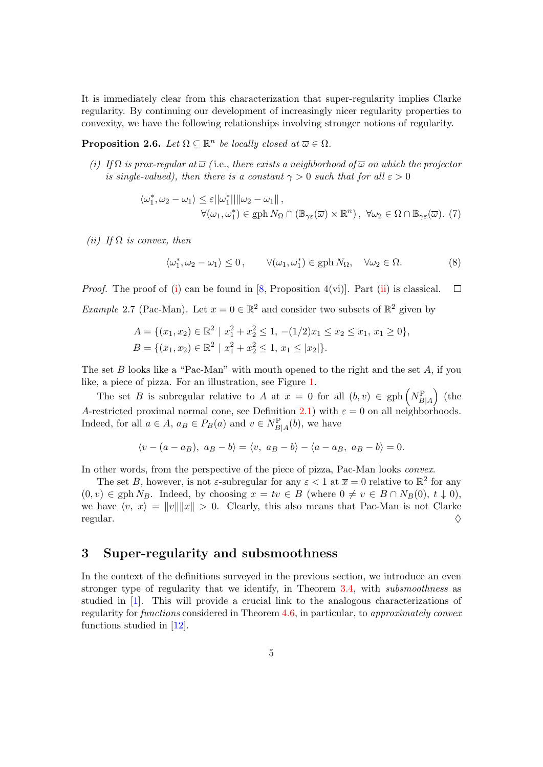It is immediately clear from this characterization that super-regularity implies Clarke regularity. By continuing our development of increasingly nicer regularity properties to convexity, we have the following relationships involving stronger notions of regularity.

**Proposition 2.6.** *Let $\Omega \subseteq \mathbb{R}^n$ be locally closed at $\overline{\omega} \in \Omega$.*

*(i) If $\Omega$ is prox-regular at $\overline{\omega}$ (*i.e.*, there exists a neighborhood of $\overline{\omega}$ on which the projector is single-valued), then there is a constant $\gamma > 0$ such that for all $\varepsilon > 0$*

$$\langle \omega_1^*, \omega_2 - \omega_1 \rangle \leq \varepsilon \|\omega_1^*\| \|\omega_2 - \omega_1\|, \qquad \forall (\omega_1, \omega_1^*) \in \operatorname{gph} N_\Omega \cap (\mathbb{B}_{\gamma\varepsilon}(\overline{\omega}) \times \mathbb{R}^n), \ \forall \omega_2 \in \Omega \cap \mathbb{B}_{\gamma\varepsilon}(\overline{\omega}). \tag{7}$$

*(ii) If $\Omega$ is convex, then*

$$\langle \omega_1^*, \omega_2 - \omega_1 \rangle \leq 0, \qquad \forall (\omega_1, \omega_1^*) \in \operatorname{gph} N_\Omega, \quad \forall \omega_2 \in \Omega. \tag{8}$$

*Proof.* The proof of (i) can be found in [8, Proposition 4(vi)]. Part (ii) is classical. $\square$

*Example* 2.7 (Pac-Man). Let $\overline{x} = 0 \in \mathbb{R}^2$ and consider two subsets of $\mathbb{R}^2$ given by

$$A = \{(x_1, x_2) \in \mathbb{R}^2 \mid x_1^2 + x_2^2 \leq 1, \ -(1/2)x_1 \leq x_2 \leq x_1, \ x_1 \geq 0\},$$
$$B = \{(x_1, x_2) \in \mathbb{R}^2 \mid x_1^2 + x_2^2 \leq 1, \ x_1 \leq |x_2|\}.$$

The set $B$ looks like a "Pac-Man" with mouth opened to the right and the set $A$, if you like, a piece of pizza. For an illustration, see Figure 1.

The set $B$ is subregular relative to $A$ at $\overline{x} = 0$ for all $(b, v) \in \operatorname{gph}\left(N^{\mathrm{P}}_{B|A}\right)$ (the $A$-restricted proximal normal cone, see Definition 2.1) with $\varepsilon = 0$ on all neighborhoods. Indeed, for all $a \in A$, $a_B \in P_B(a)$ and $v \in N^{\mathrm{P}}_{B|A}(b)$, we have

$$\langle v - (a - a_B), \ a_B - b \rangle = \langle v, \ a_B - b \rangle - \langle a - a_B, \ a_B - b \rangle = 0.$$

In other words, from the perspective of the piece of pizza, Pac-Man looks *convex*.

The set $B$, however, is not $\varepsilon$-subregular for any $\varepsilon < 1$ at $\overline{x} = 0$ relative to $\mathbb{R}^2$ for any $(0, v) \in \operatorname{gph} N_B$. Indeed, by choosing $x = tv \in B$ (where $0 \neq v \in B \cap N_B(0)$, $t \downarrow 0$), we have $\langle v, \ x \rangle = \|v\| \|x\| > 0$. Clearly, this also means that Pac-Man is not Clarke regular. $\Diamond$

## 3 Super-regularity and subsmoothness

In the context of the definitions surveyed in the previous section, we introduce an even stronger type of regularity that we identify, in Theorem 3.4, with *subsmoothness* as studied in [1]. This will provide a crucial link to the analogous characterizations of regularity for *functions* considered in Theorem 4.6, in particular, to *approximately convex* functions studied in [12].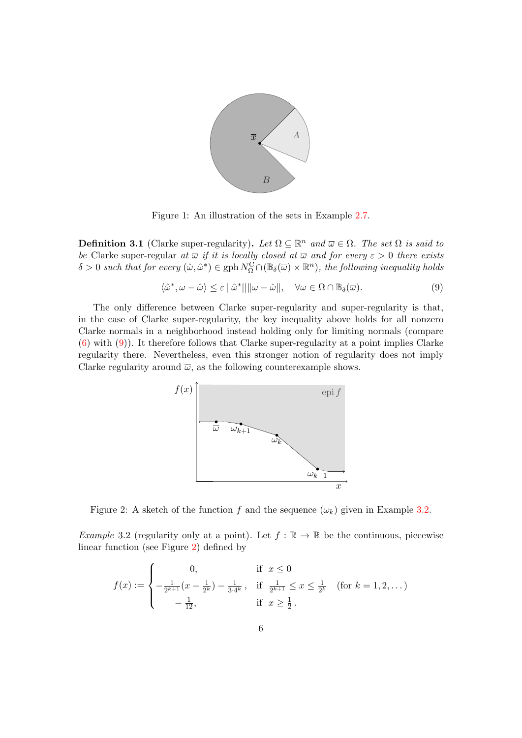Figure 1: An illustration of the sets in Example 2.7.

**Definition 3.1** (Clarke super-regularity)**.** *Let $\Omega \subseteq \mathbb{R}^n$ and $\overline{\omega} \in \Omega$. The set $\Omega$ is said to be* Clarke super-regular *at $\overline{\omega}$ if it is locally closed at $\overline{\omega}$ and for every $\varepsilon > 0$ there exists $\delta > 0$ such that for every $(\hat{\omega}, \hat{\omega}^*) \in \operatorname{gph} N_\Omega^{\mathrm{C}} \cap (\mathbb{B}_\delta(\overline{\omega}) \times \mathbb{R}^n)$, the following inequality holds*

$$\langle \hat{\omega}^*, \omega - \hat{\omega} \rangle \leq \varepsilon \, \|\hat{\omega}^*\| \|\omega - \hat{\omega}\|, \quad \forall \omega \in \Omega \cap \mathbb{B}_\delta(\overline{\omega}). \tag{9}$$

The only difference between Clarke super-regularity and super-regularity is that, in the case of Clarke super-regularity, the key inequality above holds for all nonzero Clarke normals in a neighborhood instead holding only for limiting normals (compare (6) with (9)). It therefore follows that Clarke super-regularity at a point implies Clarke regularity there. Nevertheless, even this stronger notion of regularity does not imply Clarke regularity around $\overline{\omega}$, as the following counterexample shows.

Figure 2: A sketch of the function $f$ and the sequence $(\omega_k)$ given in Example 3.2.

*Example* 3.2 (regularity only at a point). Let $f : \mathbb{R} \to \mathbb{R}$ be the continuous, piecewise linear function (see Figure 2) defined by

$$f(x) := \begin{cases} 0, & \text{if } \ x \leq 0 \\ -\frac{1}{2^{k+1}}(x - \frac{1}{2^k}) - \frac{1}{3 \cdot 4^k}\,, & \text{if } \ \frac{1}{2^{k+1}} \leq x \leq \frac{1}{2^k} \quad (\text{for } k = 1, 2, \dots) \\ -\frac{1}{12}, & \text{if } \ x \geq \frac{1}{2}\,. \end{cases}$$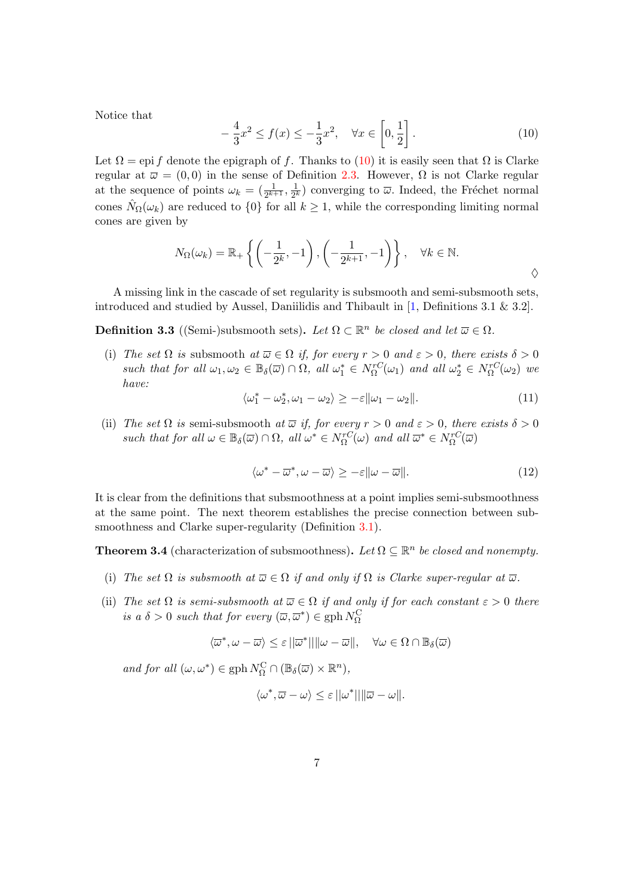Notice that

$$-\frac{4}{3}x^2 \leq f(x) \leq -\frac{1}{3}x^2, \quad \forall x \in \left[0, \frac{1}{2}\right]. \tag{10}$$

Let $\Omega = \operatorname{epi} f$ denote the epigraph of $f$. Thanks to (10) it is easily seen that $\Omega$ is Clarke regular at $\overline{\omega} = (0,0)$ in the sense of Definition 2.3. However, $\Omega$ is not Clarke regular at the sequence of points $\omega_k = (\frac{1}{2^{k+1}}, \frac{1}{2^k})$ converging to $\overline{\omega}$. Indeed, the Fréchet normal cones $\hat{N}_\Omega(\omega_k)$ are reduced to $\{0\}$ for all $k \geq 1$, while the corresponding limiting normal cones are given by

$$N_\Omega(\omega_k) = \mathbb{R}_+ \left\{ \left(-\frac{1}{2^k}, -1\right), \left(-\frac{1}{2^{k+1}}, -1\right) \right\}, \quad \forall k \in \mathbb{N}.$$

$\diamondsuit$

A missing link in the cascade of set regularity is subsmooth and semi-subsmooth sets, introduced and studied by Aussel, Daniilidis and Thibault in [1, Definitions 3.1 & 3.2].

**Definition 3.3** ((Semi-)subsmooth sets)**.** *Let $\Omega \subset \mathbb{R}^n$ be closed and let $\overline{\omega} \in \Omega$.*

(i) *The set $\Omega$ is* subsmooth *at $\overline{\omega} \in \Omega$ if, for every $r > 0$ and $\varepsilon > 0$, there exists $\delta > 0$ such that for all $\omega_1, \omega_2 \in \mathbb{B}_\delta(\overline{\omega}) \cap \Omega$, all $\omega_1^* \in N_\Omega^{rC}(\omega_1)$ and all $\omega_2^* \in N_\Omega^{rC}(\omega_2)$ we have:*

$$\langle \omega_1^* - \omega_2^*, \omega_1 - \omega_2 \rangle \geq -\varepsilon \|\omega_1 - \omega_2\|. \tag{11}$$

(ii) *The set $\Omega$ is* semi-subsmooth *at $\overline{\omega}$ if, for every $r > 0$ and $\varepsilon > 0$, there exists $\delta > 0$ such that for all $\omega \in \mathbb{B}_\delta(\overline{\omega}) \cap \Omega$, all $\omega^* \in N_\Omega^{rC}(\omega)$ and all $\overline{\omega}^* \in N_\Omega^{rC}(\overline{\omega})$*

$$\langle \omega^* - \overline{\omega}^*, \omega - \overline{\omega} \rangle \geq -\varepsilon \|\omega - \overline{\omega}\|. \tag{12}$$

It is clear from the definitions that subsmoothness at a point implies semi-subsmoothness at the same point. The next theorem establishes the precise connection between subsmoothness and Clarke super-regularity (Definition 3.1).

**Theorem 3.4** (characterization of subsmoothness)**.** *Let $\Omega \subseteq \mathbb{R}^n$ be closed and nonempty.*

(i) *The set $\Omega$ is subsmooth at $\overline{\omega} \in \Omega$ if and only if $\Omega$ is Clarke super-regular at $\overline{\omega}$.*

(ii) *The set $\Omega$ is semi-subsmooth at $\overline{\omega} \in \Omega$ if and only if for each constant $\varepsilon > 0$ there is a $\delta > 0$ such that for every $(\overline{\omega}, \overline{\omega}^*) \in \operatorname{gph} N_\Omega^{\mathrm{C}}$*

$$\langle \overline{\omega}^*, \omega - \overline{\omega} \rangle \leq \varepsilon \, \|\overline{\omega}^*\| \|\omega - \overline{\omega}\|, \quad \forall \omega \in \Omega \cap \mathbb{B}_\delta(\overline{\omega})$$

*and for all $(\omega, \omega^*) \in \operatorname{gph} N_\Omega^{\mathrm{C}} \cap (\mathbb{B}_\delta(\overline{\omega}) \times \mathbb{R}^n)$,*

$$\langle \omega^*, \overline{\omega} - \omega \rangle \leq \varepsilon \, \|\omega^*\| \|\overline{\omega} - \omega\|.$$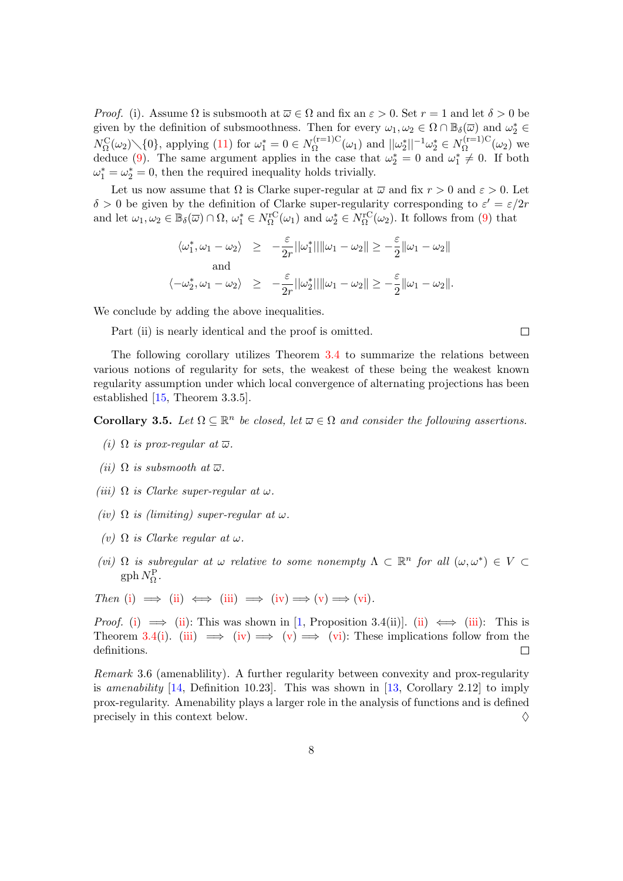*Proof.* (i). Assume $\Omega$ is subsmooth at $\overline{\omega} \in \Omega$ and fix an $\varepsilon > 0$. Set $r = 1$ and let $\delta > 0$ be given by the definition of subsmoothness. Then for every $\omega_1, \omega_2 \in \Omega \cap \mathbb{B}_\delta(\overline{\omega})$ and $\omega_2^* \in N_\Omega^{\mathrm{C}}(\omega_2) \setminus \{0\}$, applying (11) for $\omega_1^* = 0 \in N_\Omega^{(\mathrm{r}=1)\mathrm{C}}(\omega_1)$ and $\|\omega_2^*\|^{-1}\omega_2^* \in N_\Omega^{(\mathrm{r}=1)\mathrm{C}}(\omega_2)$ we deduce (9). The same argument applies in the case that $\omega_2^* = 0$ and $\omega_1^* \neq 0$. If both $\omega_1^* = \omega_2^* = 0$, then the required inequality holds trivially.

Let us now assume that $\Omega$ is Clarke super-regular at $\overline{\omega}$ and fix $r > 0$ and $\varepsilon > 0$. Let $\delta > 0$ be given by the definition of Clarke super-regularity corresponding to $\varepsilon' = \varepsilon/2r$ and let $\omega_1, \omega_2 \in \mathbb{B}_\delta(\overline{\omega}) \cap \Omega$, $\omega_1^* \in N_\Omega^{r\mathrm{C}}(\omega_1)$ and $\omega_2^* \in N_\Omega^{r\mathrm{C}}(\omega_2)$. It follows from (9) that

$$
\begin{aligned}
\langle \omega_1^*, \omega_1 - \omega_2 \rangle &\geq -\frac{\varepsilon}{2r}\|\omega_1^*\|\|\omega_1 - \omega_2\| \geq -\frac{\varepsilon}{2}\|\omega_1 - \omega_2\| \\
&\text{and} \\
\langle -\omega_2^*, \omega_1 - \omega_2 \rangle &\geq -\frac{\varepsilon}{2r}\|\omega_2^*\|\|\omega_1 - \omega_2\| \geq -\frac{\varepsilon}{2}\|\omega_1 - \omega_2\|.
\end{aligned}
$$

We conclude by adding the above inequalities.

Part (ii) is nearly identical and the proof is omitted. $\square$

The following corollary utilizes Theorem 3.4 to summarize the relations between various notions of regularity for sets, the weakest of these being the weakest known regularity assumption under which local convergence of alternating projections has been established [15, Theorem 3.3.5].

**Corollary 3.5.** *Let $\Omega \subseteq \mathbb{R}^n$ be closed, let $\overline{\omega} \in \Omega$ and consider the following assertions.*

*(i) $\Omega$ is prox-regular at $\overline{\omega}$.*

*(ii) $\Omega$ is subsmooth at $\overline{\omega}$.*

*(iii) $\Omega$ is Clarke super-regular at $\omega$.*

*(iv) $\Omega$ is (limiting) super-regular at $\omega$.*

*(v) $\Omega$ is Clarke regular at $\omega$.*

*(vi) $\Omega$ is subregular at $\omega$ relative to some nonempty $\Lambda \subset \mathbb{R}^n$ for all $(\omega, \omega^*) \in V \subset \operatorname{gph} N_\Omega^{\mathrm{P}}$.*

*Then* (i) $\implies$ (ii) $\iff$ (iii) $\implies$ (iv) $\implies$ (v) $\implies$ (vi).

*Proof.* (i) $\implies$ (ii): This was shown in [1, Proposition 3.4(ii)]. (ii) $\iff$ (iii): This is Theorem 3.4(i). (iii) $\implies$ (iv) $\implies$ (v) $\implies$ (vi): These implications follow from the definitions. $\square$

*Remark* 3.6 (amenablility). A further regularity between convexity and prox-regularity is *amenability* [14, Definition 10.23]. This was shown in [13, Corollary 2.12] to imply prox-regularity. Amenability plays a larger role in the analysis of functions and is defined precisely in this context below. $\Diamond$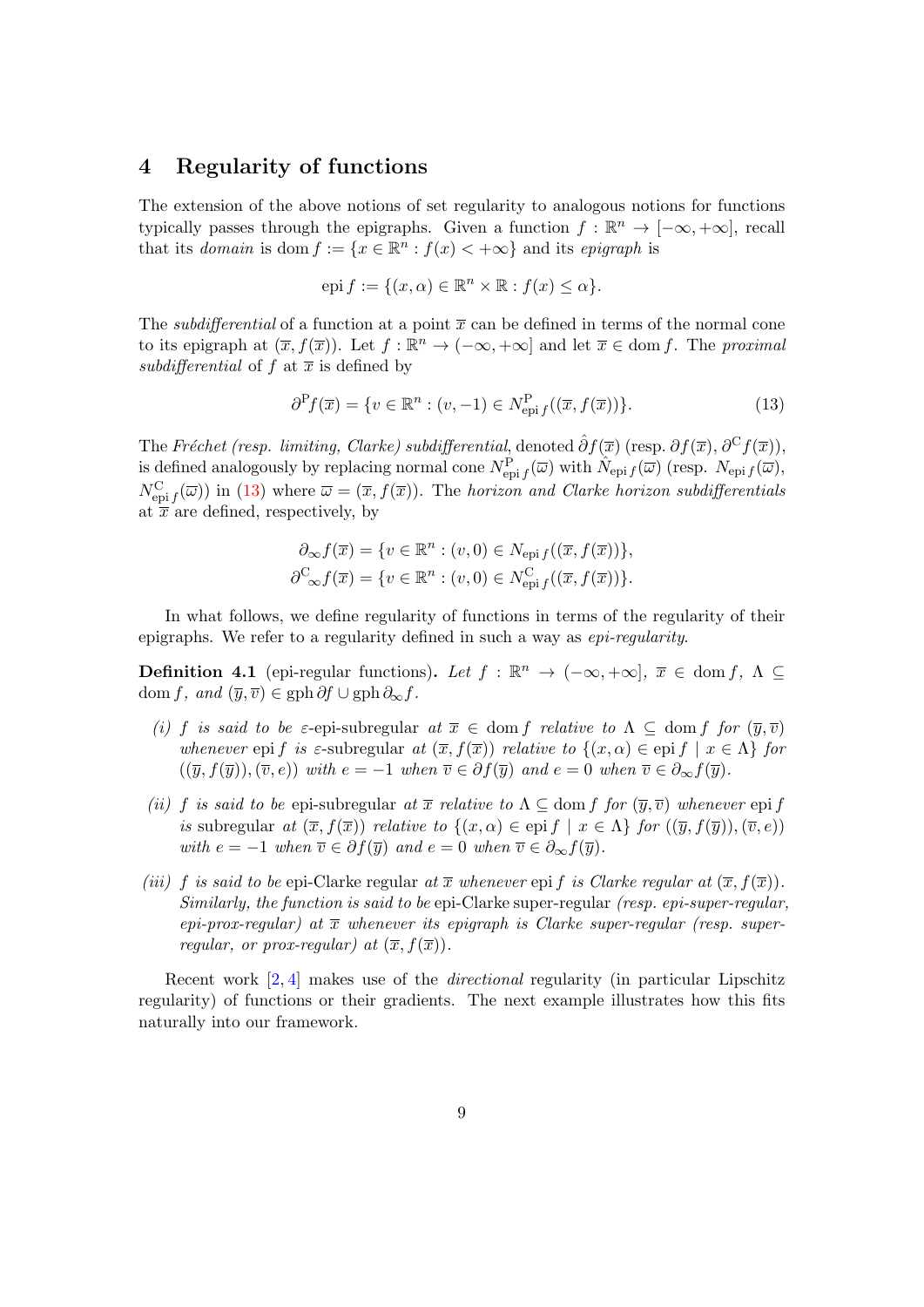## 4 Regularity of functions

The extension of the above notions of set regularity to analogous notions for functions typically passes through the epigraphs. Given a function $f : \mathbb{R}^n \to [-\infty, +\infty]$, recall that its *domain* is $\operatorname{dom} f := \{x \in \mathbb{R}^n : f(x) < +\infty\}$ and its *epigraph* is

$$\operatorname{epi} f := \{(x, \alpha) \in \mathbb{R}^n \times \mathbb{R} : f(x) \le \alpha\}.$$

The *subdifferential* of a function at a point $\overline{x}$ can be defined in terms of the normal cone to its epigraph at $(\overline{x}, f(\overline{x}))$. Let $f : \mathbb{R}^n \to (-\infty, +\infty]$ and let $\overline{x} \in \operatorname{dom} f$. The *proximal subdifferential* of $f$ at $\overline{x}$ is defined by

$$\partial^{\mathrm{P}} f(\overline{x}) = \{v \in \mathbb{R}^n : (v, -1) \in N^{\mathrm{P}}_{\operatorname{epi} f}((\overline{x}, f(\overline{x}))\}. \tag{13}$$

The *Fréchet (resp. limiting, Clarke) subdifferential*, denoted $\hat{\partial} f(\overline{x})$ (resp. $\partial f(\overline{x})$, $\partial^{\mathrm{C}} f(\overline{x})$), is defined analogously by replacing normal cone $N^{\mathrm{P}}_{\operatorname{epi} f}(\overline{\omega})$ with $\hat{N}_{\operatorname{epi} f}(\overline{\omega})$ (resp. $N_{\operatorname{epi} f}(\overline{\omega})$, $N^{\mathrm{C}}_{\operatorname{epi} f}(\overline{\omega})$) in (13) where $\overline{\omega} = (\overline{x}, f(\overline{x}))$. The *horizon and Clarke horizon subdifferentials* at $\overline{x}$ are defined, respectively, by

$$\partial_\infty f(\overline{x}) = \{v \in \mathbb{R}^n : (v, 0) \in N_{\operatorname{epi} f}((\overline{x}, f(\overline{x}))\},$$
$$\partial^{\mathrm{C}}_\infty f(\overline{x}) = \{v \in \mathbb{R}^n : (v, 0) \in N^{\mathrm{C}}_{\operatorname{epi} f}((\overline{x}, f(\overline{x}))\}.$$

In what follows, we define regularity of functions in terms of the regularity of their epigraphs. We refer to a regularity defined in such a way as *epi-regularity*.

**Definition 4.1** (epi-regular functions)**.** *Let $f : \mathbb{R}^n \to (-\infty, +\infty]$, $\overline{x} \in \operatorname{dom} f$, $\Lambda \subseteq \operatorname{dom} f$, and $(\overline{y}, \overline{v}) \in \operatorname{gph} \partial f \cup \operatorname{gph} \partial_\infty f$.*

*(i) $f$ is said to be* $\varepsilon$-epi-subregular *at $\overline{x} \in \operatorname{dom} f$ relative to $\Lambda \subseteq \operatorname{dom} f$ for $(\overline{y}, \overline{v})$ whenever $\operatorname{epi} f$ is $\varepsilon$-subregular at $(\overline{x}, f(\overline{x}))$ relative to $\{(x, \alpha) \in \operatorname{epi} f \mid x \in \Lambda\}$ for $((\overline{y}, f(\overline{y})), (\overline{v}, e))$ with $e = -1$ when $\overline{v} \in \partial f(\overline{y})$ and $e = 0$ when $\overline{v} \in \partial_\infty f(\overline{y})$.*

*(ii) $f$ is said to be* epi-subregular *at $\overline{x}$ relative to $\Lambda \subseteq \operatorname{dom} f$ for $(\overline{y}, \overline{v})$ whenever $\operatorname{epi} f$ is* subregular *at $(\overline{x}, f(\overline{x}))$ relative to $\{(x, \alpha) \in \operatorname{epi} f \mid x \in \Lambda\}$ for $((\overline{y}, f(\overline{y})), (\overline{v}, e))$ with $e = -1$ when $\overline{v} \in \partial f(\overline{y})$ and $e = 0$ when $\overline{v} \in \partial_\infty f(\overline{y})$.*

*(iii) $f$ is said to be* epi-Clarke regular *at $\overline{x}$ whenever $\operatorname{epi} f$ is Clarke regular at $(\overline{x}, f(\overline{x}))$. Similarly, the function is said to be* epi-Clarke super-regular *(resp. epi-super-regular, epi-prox-regular) at $\overline{x}$ whenever its epigraph is Clarke super-regular (resp. super-regular, or prox-regular) at $(\overline{x}, f(\overline{x}))$.*

Recent work [2, 4] makes use of the *directional* regularity (in particular Lipschitz regularity) of functions or their gradients. The next example illustrates how this fits naturally into our framework.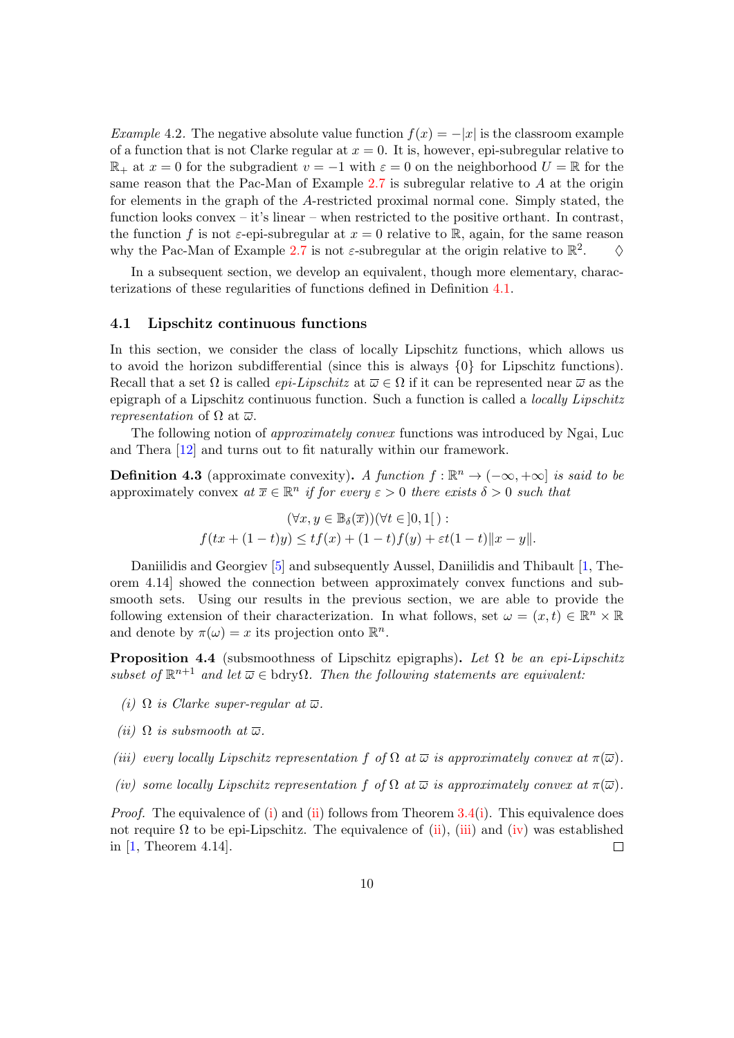*Example* 4.2. The negative absolute value function $f(x) = -|x|$ is the classroom example of a function that is not Clarke regular at $x = 0$. It is, however, epi-subregular relative to $\mathbb{R}_+$ at $x = 0$ for the subgradient $v = -1$ with $\varepsilon = 0$ on the neighborhood $U = \mathbb{R}$ for the same reason that the Pac-Man of Example 2.7 is subregular relative to $A$ at the origin for elements in the graph of the $A$-restricted proximal normal cone. Simply stated, the function looks convex – it's linear – when restricted to the positive orthant. In contrast, the function $f$ is not $\varepsilon$-epi-subregular at $x = 0$ relative to $\mathbb{R}$, again, for the same reason why the Pac-Man of Example 2.7 is not $\varepsilon$-subregular at the origin relative to $\mathbb{R}^2$. $\diamond$

In a subsequent section, we develop an equivalent, though more elementary, characterizations of these regularities of functions defined in Definition 4.1.

### 4.1 Lipschitz continuous functions

In this section, we consider the class of locally Lipschitz functions, which allows us to avoid the horizon subdifferential (since this is always $\{0\}$ for Lipschitz functions). Recall that a set $\Omega$ is called *epi-Lipschitz* at $\overline{\omega} \in \Omega$ if it can be represented near $\overline{\omega}$ as the epigraph of a Lipschitz continuous function. Such a function is called a *locally Lipschitz representation* of $\Omega$ at $\overline{\omega}$.

The following notion of *approximately convex* functions was introduced by Ngai, Luc and Thera [12] and turns out to fit naturally within our framework.

**Definition 4.3** (approximate convexity)**.** *A function $f : \mathbb{R}^n \to (-\infty, +\infty]$ is said to be* approximately convex *at $\overline{x} \in \mathbb{R}^n$ if for every $\varepsilon > 0$ there exists $\delta > 0$ such that*

$$
\begin{gathered}
(\forall x, y \in \mathbb{B}_\delta(\overline{x}))(\forall t \in ]0,1[\,): \\
f(tx + (1-t)y) \leq t f(x) + (1-t) f(y) + \varepsilon t(1-t)\|x - y\|.
\end{gathered}
$$

Daniilidis and Georgiev [5] and subsequently Aussel, Daniilidis and Thibault [1, Theorem 4.14] showed the connection between approximately convex functions and subsmooth sets. Using our results in the previous section, we are able to provide the following extension of their characterization. In what follows, set $\omega = (x, t) \in \mathbb{R}^n \times \mathbb{R}$ and denote by $\pi(\omega) = x$ its projection onto $\mathbb{R}^n$.

**Proposition 4.4** (subsmoothness of Lipschitz epigraphs)**.** *Let $\Omega$ be an epi-Lipschitz subset of $\mathbb{R}^{n+1}$ and let $\overline{\omega} \in \text{bdry}\Omega$. Then the following statements are equivalent:*

*(i) $\Omega$ is Clarke super-regular at $\overline{\omega}$.*

*(ii) $\Omega$ is subsmooth at $\overline{\omega}$.*

*(iii) every locally Lipschitz representation $f$ of $\Omega$ at $\overline{\omega}$ is approximately convex at $\pi(\overline{\omega})$.*

*(iv) some locally Lipschitz representation $f$ of $\Omega$ at $\overline{\omega}$ is approximately convex at $\pi(\overline{\omega})$.*

*Proof.* The equivalence of (i) and (ii) follows from Theorem 3.4(i). This equivalence does not require $\Omega$ to be epi-Lipschitz. The equivalence of (ii), (iii) and (iv) was established in [1, Theorem 4.14]. $\square$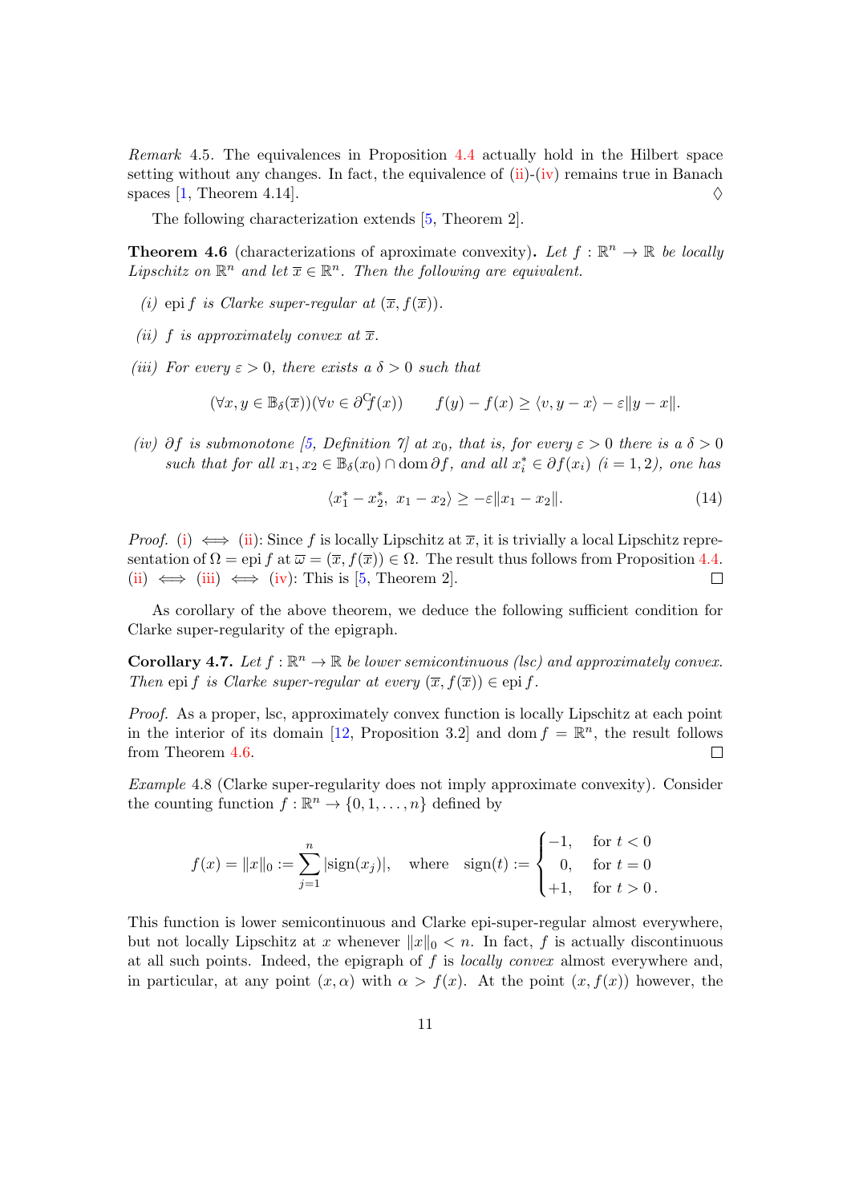*Remark* 4.5. The equivalences in Proposition 4.4 actually hold in the Hilbert space setting without any changes. In fact, the equivalence of (ii)-(iv) remains true in Banach spaces [1, Theorem 4.14]. ♢

The following characterization extends [5, Theorem 2].

**Theorem 4.6** (characterizations of aproximate convexity)**.** *Let $f : \mathbb{R}^n \to \mathbb{R}$ be locally Lipschitz on $\mathbb{R}^n$ and let $\overline{x} \in \mathbb{R}^n$. Then the following are equivalent.*

*(i) $\operatorname{epi} f$ is Clarke super-regular at $(\overline{x}, f(\overline{x}))$.*

*(ii) $f$ is approximately convex at $\overline{x}$.*

*(iii) For every $\varepsilon > 0$, there exists a $\delta > 0$ such that*

$$(\forall x, y \in \mathbb{B}_\delta(\overline{x}))(\forall v \in \partial^{\mathrm{C}} f(x)) \qquad f(y) - f(x) \geq \langle v, y - x\rangle - \varepsilon\|y - x\|.$$

*(iv) $\partial f$ is submonotone [5, Definition 7] at $x_0$, that is, for every $\varepsilon > 0$ there is a $\delta > 0$ such that for all $x_1, x_2 \in \mathbb{B}_\delta(x_0) \cap \operatorname{dom} \partial f$, and all $x_i^* \in \partial f(x_i)$ $(i = 1, 2)$, one has*

$$\langle x_1^* - x_2^*,\ x_1 - x_2\rangle \geq -\varepsilon\|x_1 - x_2\|. \tag{14}$$

*Proof.* (i) $\iff$ (ii): Since $f$ is locally Lipschitz at $\overline{x}$, it is trivially a local Lipschitz representation of $\Omega = \operatorname{epi} f$ at $\overline{\omega} = (\overline{x}, f(\overline{x})) \in \Omega$. The result thus follows from Proposition 4.4. (ii) $\iff$ (iii) $\iff$ (iv): This is [5, Theorem 2]. □

As corollary of the above theorem, we deduce the following sufficient condition for Clarke super-regularity of the epigraph.

**Corollary 4.7.** *Let $f : \mathbb{R}^n \to \mathbb{R}$ be lower semicontinuous (lsc) and approximately convex. Then $\operatorname{epi} f$ is Clarke super-regular at every $(\overline{x}, f(\overline{x})) \in \operatorname{epi} f$.*

*Proof.* As a proper, lsc, approximately convex function is locally Lipschitz at each point in the interior of its domain [12, Proposition 3.2] and $\operatorname{dom} f = \mathbb{R}^n$, the result follows from Theorem 4.6. □

*Example* 4.8 (Clarke super-regularity does not imply approximate convexity). Consider the counting function $f : \mathbb{R}^n \to \{0, 1, \ldots, n\}$ defined by

$$f(x) = \|x\|_0 := \sum_{j=1}^{n} |\operatorname{sign}(x_j)|, \quad \text{where} \quad \operatorname{sign}(t) := \begin{cases} -1, & \text{for } t < 0 \\ \ \ 0, & \text{for } t = 0 \\ +1, & \text{for } t > 0\,. \end{cases}$$

This function is lower semicontinuous and Clarke epi-super-regular almost everywhere, but not locally Lipschitz at $x$ whenever $\|x\|_0 < n$. In fact, $f$ is actually discontinuous at all such points. Indeed, the epigraph of $f$ is *locally convex* almost everywhere and, in particular, at any point $(x, \alpha)$ with $\alpha > f(x)$. At the point $(x, f(x))$ however, the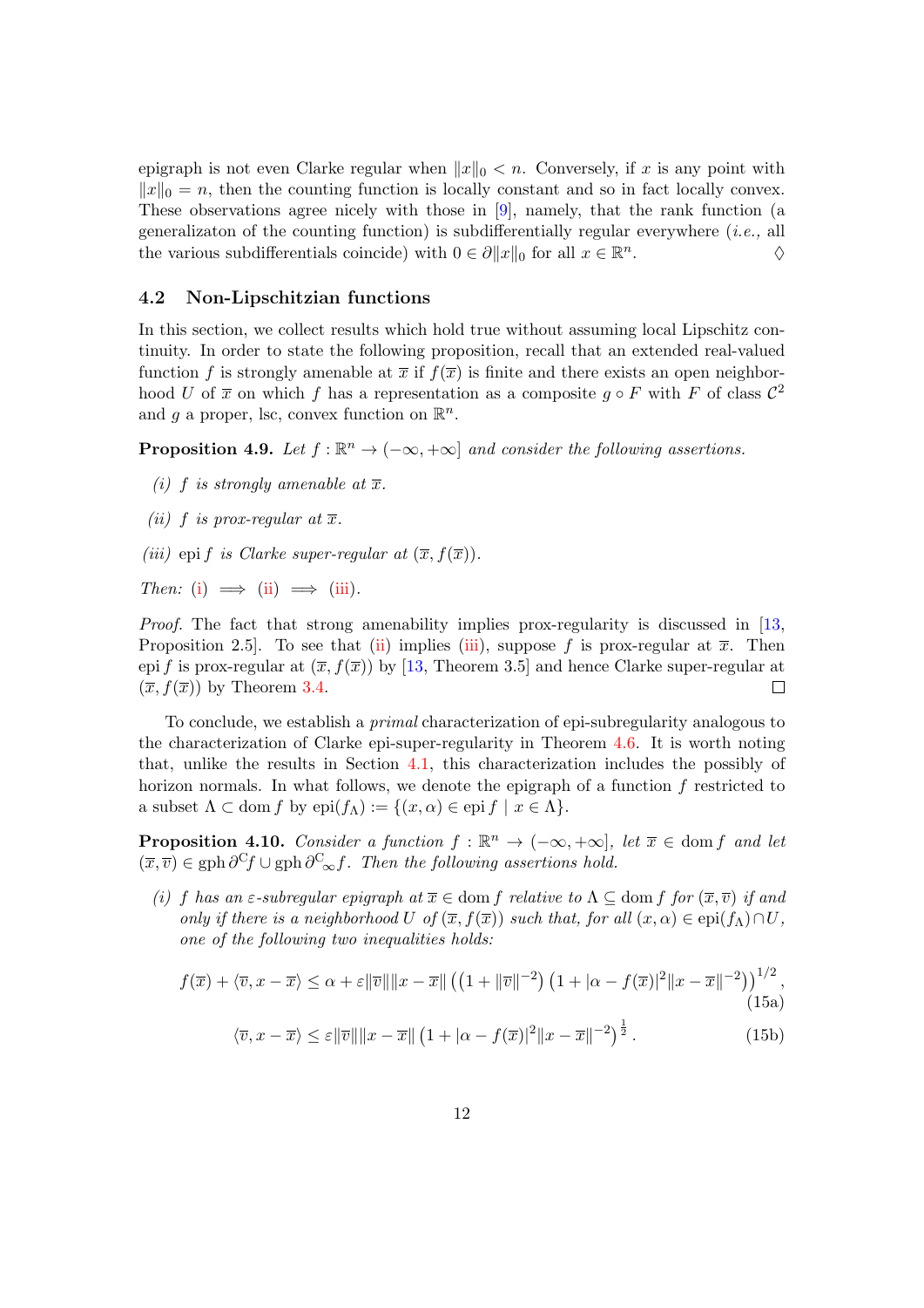epigraph is not even Clarke regular when $\|x\|_0 < n$. Conversely, if $x$ is any point with $\|x\|_0 = n$, then the counting function is locally constant and so in fact locally convex. These observations agree nicely with those in [9], namely, that the rank function (a generalizaton of the counting function) is subdifferentially regular everywhere (*i.e.,* all the various subdifferentials coincide) with $0 \in \partial\|x\|_0$ for all $x \in \mathbb{R}^n$. $\Diamond$

### 4.2 Non-Lipschitzian functions

In this section, we collect results which hold true without assuming local Lipschitz continuity. In order to state the following proposition, recall that an extended real-valued function $f$ is strongly amenable at $\overline{x}$ if $f(\overline{x})$ is finite and there exists an open neighborhood $U$ of $\overline{x}$ on which $f$ has a representation as a composite $g \circ F$ with $F$ of class $\mathcal{C}^2$ and $g$ a proper, lsc, convex function on $\mathbb{R}^n$.

**Proposition 4.9.** *Let $f : \mathbb{R}^n \to (-\infty, +\infty]$ and consider the following assertions.*

*(i) $f$ is strongly amenable at $\overline{x}$.*

*(ii) $f$ is prox-regular at $\overline{x}$.*

*(iii) $\operatorname{epi} f$ is Clarke super-regular at $(\overline{x}, f(\overline{x}))$.*

*Then:* (i) $\implies$ (ii) $\implies$ (iii).

*Proof.* The fact that strong amenability implies prox-regularity is discussed in [13, Proposition 2.5]. To see that (ii) implies (iii), suppose $f$ is prox-regular at $\overline{x}$. Then $\operatorname{epi} f$ is prox-regular at $(\overline{x}, f(\overline{x}))$ by [13, Theorem 3.5] and hence Clarke super-regular at $(\overline{x}, f(\overline{x}))$ by Theorem 3.4. $\square$

To conclude, we establish a *primal* characterization of epi-subregularity analogous to the characterization of Clarke epi-super-regularity in Theorem 4.6. It is worth noting that, unlike the results in Section 4.1, this characterization includes the possibly of horizon normals. In what follows, we denote the epigraph of a function $f$ restricted to a subset $\Lambda \subset \operatorname{dom} f$ by $\operatorname{epi}(f_\Lambda) := \{(x, \alpha) \in \operatorname{epi} f \mid x \in \Lambda\}$.

**Proposition 4.10.** *Consider a function $f : \mathbb{R}^n \to (-\infty, +\infty]$, let $\overline{x} \in \operatorname{dom} f$ and let $(\overline{x}, \overline{v}) \in \operatorname{gph} \partial^{\mathrm{C}} f \cup \operatorname{gph} \partial^{\mathrm{C}}_{\infty} f$. Then the following assertions hold.*

*(i) $f$ has an $\varepsilon$-subregular epigraph at $\overline{x} \in \operatorname{dom} f$ relative to $\Lambda \subseteq \operatorname{dom} f$ for $(\overline{x}, \overline{v})$ if and only if there is a neighborhood $U$ of $(\overline{x}, f(\overline{x}))$ such that, for all $(x, \alpha) \in \operatorname{epi}(f_\Lambda) \cap U$, one of the following two inequalities holds:*

$$f(\overline{x}) + \langle \overline{v}, x - \overline{x} \rangle \leq \alpha + \varepsilon \|\overline{v}\| \|x - \overline{x}\| \left( \left(1 + \|\overline{v}\|^{-2}\right) \left(1 + |\alpha - f(\overline{x})|^2 \|x - \overline{x}\|^{-2}\right) \right)^{1/2}, \tag{15a}$$

$$\langle \overline{v}, x - \overline{x} \rangle \leq \varepsilon \|\overline{v}\| \|x - \overline{x}\| \left(1 + |\alpha - f(\overline{x})|^2 \|x - \overline{x}\|^{-2}\right)^{\frac{1}{2}}. \tag{15b}$$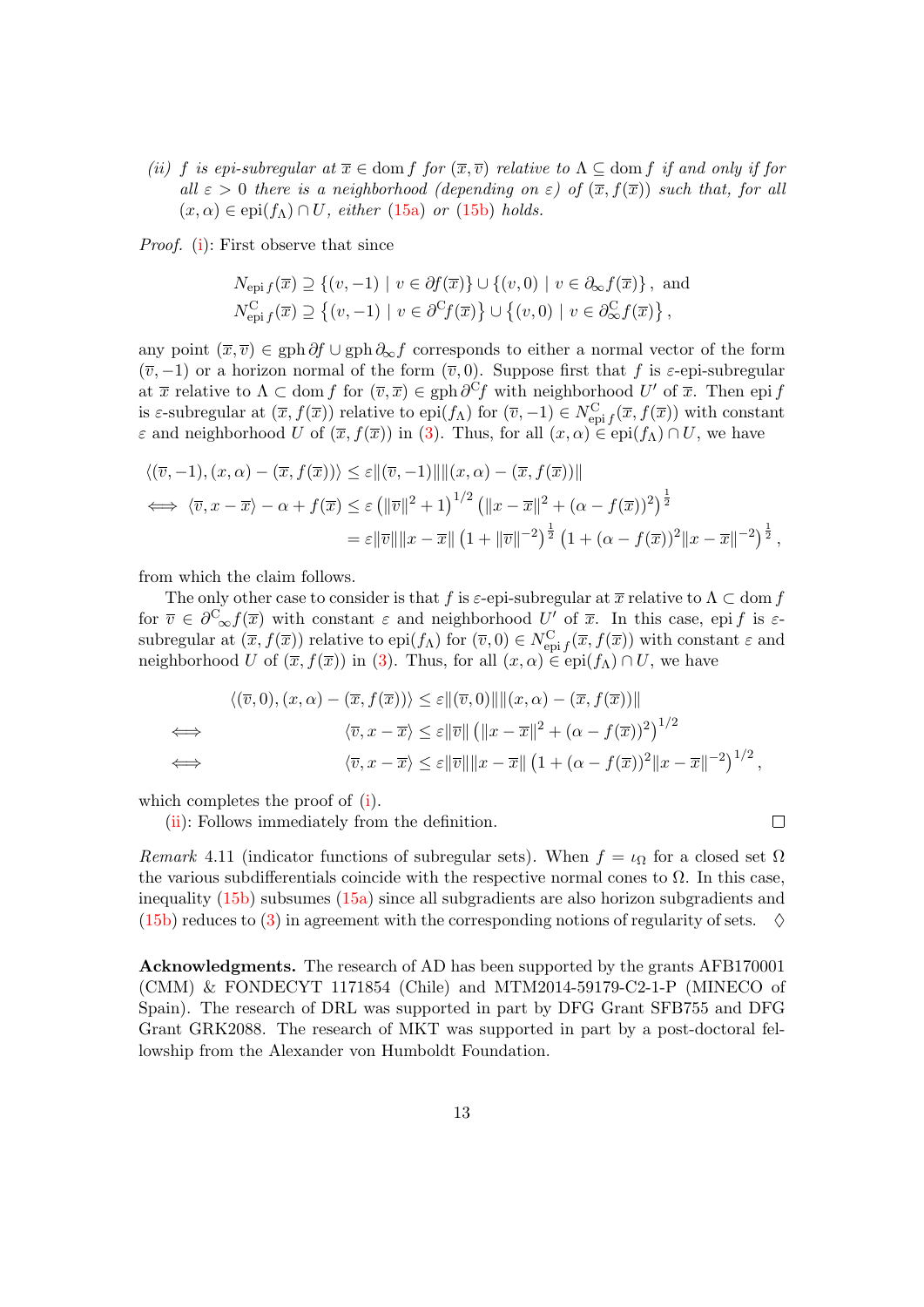*(ii) $f$ is epi-subregular at $\overline{x} \in \operatorname{dom} f$ for $(\overline{x}, \overline{v})$ relative to $\Lambda \subseteq \operatorname{dom} f$ if and only if for all $\varepsilon > 0$ there is a neighborhood (depending on $\varepsilon$) of $(\overline{x}, f(\overline{x}))$ such that, for all $(x, \alpha) \in \operatorname{epi}(f_\Lambda) \cap U$, either (15a) or (15b) holds.*

*Proof.* (i): First observe that since

$$N_{\operatorname{epi} f}(\overline{x}) \supseteq \{(v, -1) \mid v \in \partial f(\overline{x})\} \cup \{(v, 0) \mid v \in \partial_\infty f(\overline{x})\}, \text{ and}$$
$$N^{\mathrm{C}}_{\operatorname{epi} f}(\overline{x}) \supseteq \left\{(v, -1) \mid v \in \partial^{\mathrm{C}} f(\overline{x})\right\} \cup \left\{(v, 0) \mid v \in \partial^{\mathrm{C}}_\infty f(\overline{x})\right\},$$

any point $(\overline{x}, \overline{v}) \in \operatorname{gph} \partial f \cup \operatorname{gph} \partial_\infty f$ corresponds to either a normal vector of the form $(\overline{v}, -1)$ or a horizon normal of the form $(\overline{v}, 0)$. Suppose first that $f$ is $\varepsilon$-epi-subregular at $\overline{x}$ relative to $\Lambda \subset \operatorname{dom} f$ for $(\overline{v}, \overline{x}) \in \operatorname{gph} \partial^{\mathrm{C}} f$ with neighborhood $U'$ of $\overline{x}$. Then $\operatorname{epi} f$ is $\varepsilon$-subregular at $(\overline{x}, f(\overline{x}))$ relative to $\operatorname{epi}(f_\Lambda)$ for $(\overline{v}, -1) \in N^{\mathrm{C}}_{\operatorname{epi} f}(\overline{x}, f(\overline{x}))$ with constant $\varepsilon$ and neighborhood $U$ of $(\overline{x}, f(\overline{x}))$ in (3). Thus, for all $(x, \alpha) \in \operatorname{epi}(f_\Lambda) \cap U$, we have

$$\begin{aligned}
&\langle (\overline{v}, -1), (x, \alpha) - (\overline{x}, f(\overline{x})) \rangle \leq \varepsilon \|(\overline{v}, -1)\| \|(x, \alpha) - (\overline{x}, f(\overline{x}))\| \\
\iff\ & \langle \overline{v}, x - \overline{x} \rangle - \alpha + f(\overline{x}) \leq \varepsilon \left(\|\overline{v}\|^2 + 1\right)^{1/2} \left(\|x - \overline{x}\|^2 + (\alpha - f(\overline{x}))^2\right)^{\frac{1}{2}} \\
&\qquad = \varepsilon \|\overline{v}\| \|x - \overline{x}\| \left(1 + \|\overline{v}\|^{-2}\right)^{\frac{1}{2}} \left(1 + (\alpha - f(\overline{x}))^2 \|x - \overline{x}\|^{-2}\right)^{\frac{1}{2}},
\end{aligned}$$

from which the claim follows.

The only other case to consider is that $f$ is $\varepsilon$-epi-subregular at $\overline{x}$ relative to $\Lambda \subset \operatorname{dom} f$ for $\overline{v} \in \partial^{\mathrm{C}}_\infty f(\overline{x})$ with constant $\varepsilon$ and neighborhood $U'$ of $\overline{x}$. In this case, $\operatorname{epi} f$ is $\varepsilon$-subregular at $(\overline{x}, f(\overline{x}))$ relative to $\operatorname{epi}(f_\Lambda)$ for $(\overline{v}, 0) \in N^{\mathrm{C}}_{\operatorname{epi} f}(\overline{x}, f(\overline{x}))$ with constant $\varepsilon$ and neighborhood $U$ of $(\overline{x}, f(\overline{x}))$ in (3). Thus, for all $(x, \alpha) \in \operatorname{epi}(f_\Lambda) \cap U$, we have

$$\begin{aligned}
&\langle (\overline{v}, 0), (x, \alpha) - (\overline{x}, f(\overline{x})) \rangle \leq \varepsilon \|(\overline{v}, 0)\| \|(x, \alpha) - (\overline{x}, f(\overline{x}))\| \\
\iff\ & \langle \overline{v}, x - \overline{x} \rangle \leq \varepsilon \|\overline{v}\| \left(\|x - \overline{x}\|^2 + (\alpha - f(\overline{x}))^2\right)^{1/2} \\
\iff\ & \langle \overline{v}, x - \overline{x} \rangle \leq \varepsilon \|\overline{v}\| \|x - \overline{x}\| \left(1 + (\alpha - f(\overline{x}))^2 \|x - \overline{x}\|^{-2}\right)^{1/2},
\end{aligned}$$

which completes the proof of (i).

(ii): Follows immediately from the definition. □

*Remark* 4.11 (indicator functions of subregular sets). When $f = \iota_\Omega$ for a closed set $\Omega$ the various subdifferentials coincide with the respective normal cones to $\Omega$. In this case, inequality (15b) subsumes (15a) since all subgradients are also horizon subgradients and (15b) reduces to (3) in agreement with the corresponding notions of regularity of sets. ♢

**Acknowledgments.** The research of AD has been supported by the grants AFB170001 (CMM) & FONDECYT 1171854 (Chile) and MTM2014-59179-C2-1-P (MINECO of Spain). The research of DRL was supported in part by DFG Grant SFB755 and DFG Grant GRK2088. The research of MKT was supported in part by a post-doctoral fellowship from the Alexander von Humboldt Foundation.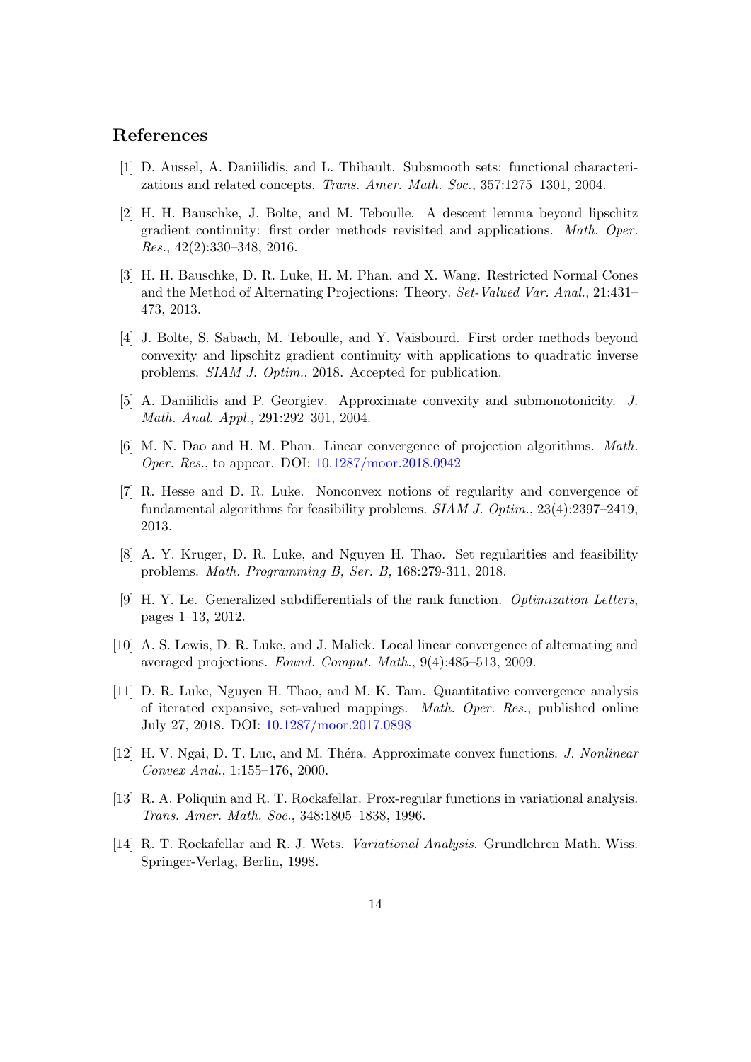## References

[1] D. Aussel, A. Daniilidis, and L. Thibault. Subsmooth sets: functional characterizations and related concepts. *Trans. Amer. Math. Soc.*, 357:1275–1301, 2004.

[2] H. H. Bauschke, J. Bolte, and M. Teboulle. A descent lemma beyond lipschitz gradient continuity: first order methods revisited and applications. *Math. Oper. Res.*, 42(2):330–348, 2016.

[3] H. H. Bauschke, D. R. Luke, H. M. Phan, and X. Wang. Restricted Normal Cones and the Method of Alternating Projections: Theory. *Set-Valued Var. Anal.*, 21:431–473, 2013.

[4] J. Bolte, S. Sabach, M. Teboulle, and Y. Vaisbourd. First order methods beyond convexity and lipschitz gradient continuity with applications to quadratic inverse problems. *SIAM J. Optim.*, 2018. Accepted for publication.

[5] A. Daniilidis and P. Georgiev. Approximate convexity and submonotonicity. *J. Math. Anal. Appl.*, 291:292–301, 2004.

[6] M. N. Dao and H. M. Phan. Linear convergence of projection algorithms. *Math. Oper. Res.*, to appear. DOI: 10.1287/moor.2018.0942

[7] R. Hesse and D. R. Luke. Nonconvex notions of regularity and convergence of fundamental algorithms for feasibility problems. *SIAM J. Optim.*, 23(4):2397–2419, 2013.

[8] A. Y. Kruger, D. R. Luke, and Nguyen H. Thao. Set regularities and feasibility problems. *Math. Programming B, Ser. B,* 168:279-311, 2018.

[9] H. Y. Le. Generalized subdifferentials of the rank function. *Optimization Letters*, pages 1–13, 2012.

[10] A. S. Lewis, D. R. Luke, and J. Malick. Local linear convergence of alternating and averaged projections. *Found. Comput. Math.*, 9(4):485–513, 2009.

[11] D. R. Luke, Nguyen H. Thao, and M. K. Tam. Quantitative convergence analysis of iterated expansive, set-valued mappings. *Math. Oper. Res.*, published online July 27, 2018. DOI: 10.1287/moor.2017.0898

[12] H. V. Ngai, D. T. Luc, and M. Théra. Approximate convex functions. *J. Nonlinear Convex Anal.*, 1:155–176, 2000.

[13] R. A. Poliquin and R. T. Rockafellar. Prox-regular functions in variational analysis. *Trans. Amer. Math. Soc.*, 348:1805–1838, 1996.

[14] R. T. Rockafellar and R. J. Wets. *Variational Analysis*. Grundlehren Math. Wiss. Springer-Verlag, Berlin, 1998.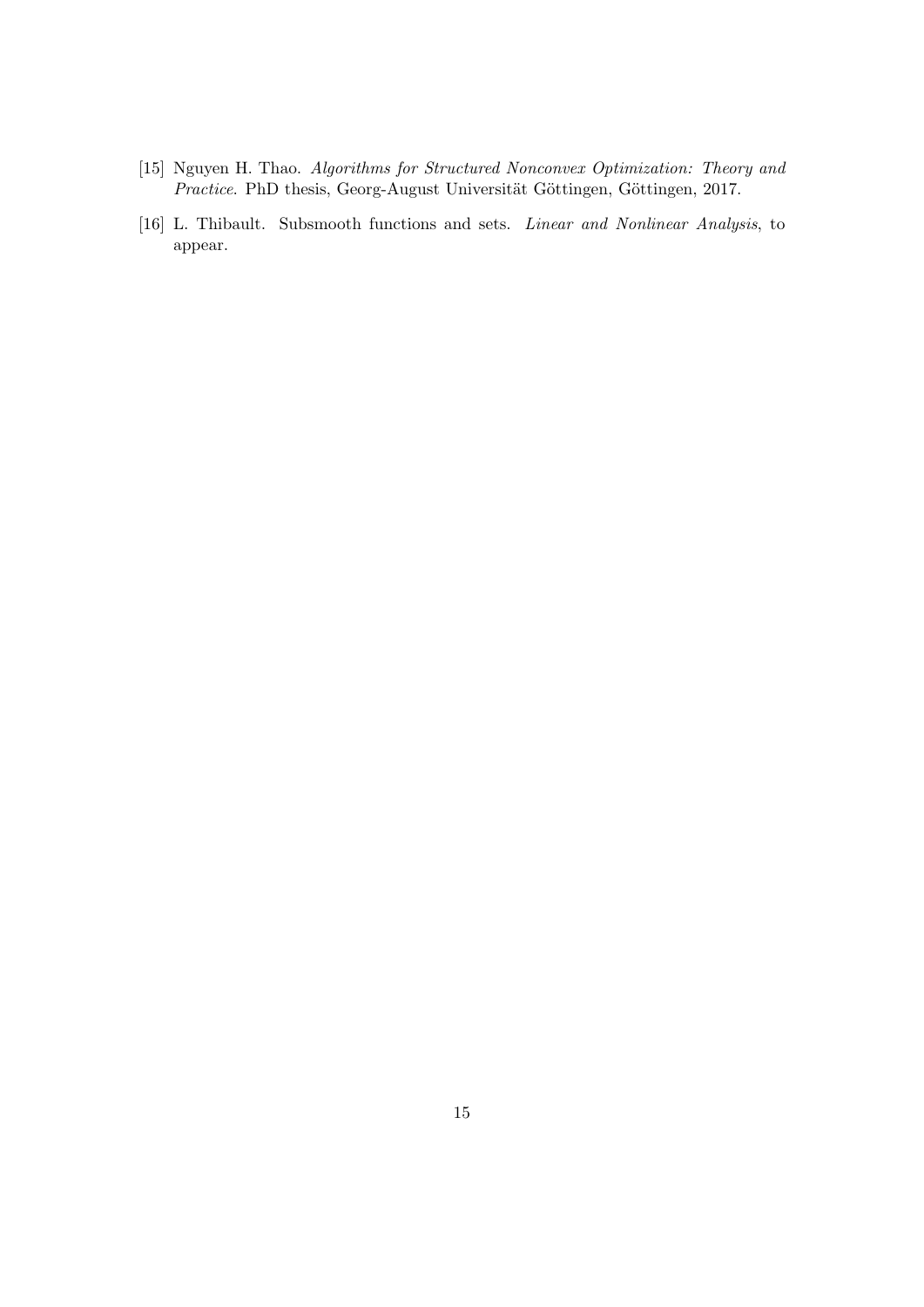[15] Nguyen H. Thao. *Algorithms for Structured Nonconvex Optimization: Theory and Practice*. PhD thesis, Georg-August Universität Göttingen, Göttingen, 2017.

[16] L. Thibault. Subsmooth functions and sets. *Linear and Nonlinear Analysis*, to appear.